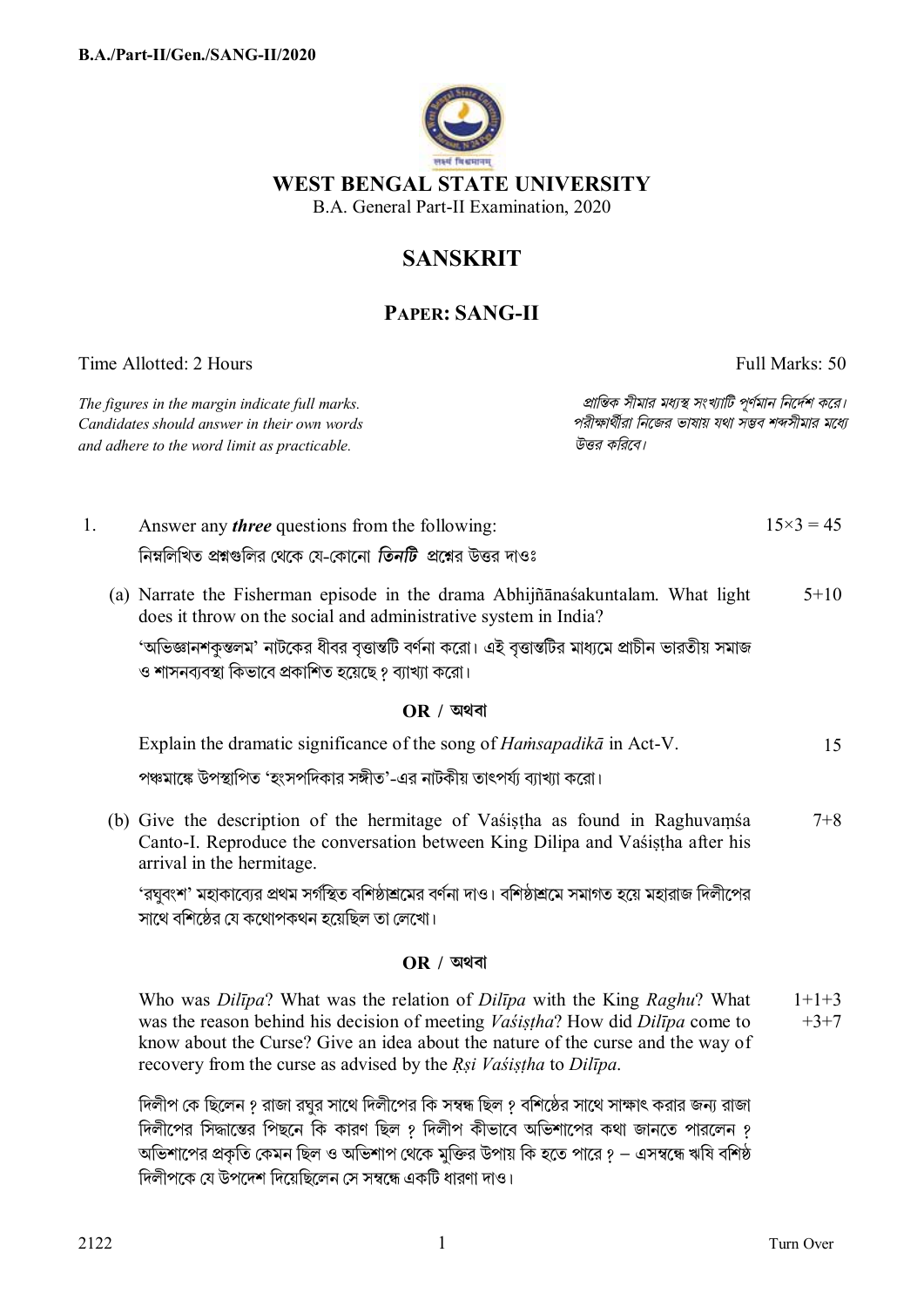**B.A./Part-II/Gen./SANG-II/2020**

# WEST BENGAL STATE UNIVERSITY

B.A. General Part-II Examination, 2020

## SANSKRIT

### PAPER: SANG-II

Time Allotted: 2 Hours — Full Marks: 50

*The figures in the margin indicate full marks. Candidates should answer in their own words and adhere to the word limit as practicable.*

*প্রান্তিক সীমার মধ্যস্থ সংখ্যাটি পূর্ণমান নির্দেশ করে। পরীক্ষার্থীরা নিজের ভাষায় যথা সম্ভব শব্দসীমার মধ্যে উত্তর করিবে।*

1. Answer any ***three*** questions from the following: — $15\times3 = 45$

   নিম্নলিখিত প্রশ্নগুলির থেকে যে-কোনো ***তিনটি*** প্রশ্নের উত্তর দাওঃ

   (a) Narrate the Fisherman episode in the drama Abhijñānaśakuntalam. What light does it throw on the social and administrative system in India? — 5+10

   ‘অভিজ্ঞানশকুন্তলম’ নাটকের ধীবর বৃত্তান্তটি বর্ণনা করো। এই বৃত্তান্তটির মাধ্যমে প্রাচীন ভারতীয় সমাজ ও শাসনব্যবস্থা কিভাবে প্রকাশিত হয়েছে? ব্যাখ্যা করো।

   **OR / অথবা**

   Explain the dramatic significance of the song of *Haṁsapadikā* in Act-V. — 15

   পঞ্চমাঙ্কে উপস্থাপিত ‘হংসপদিকার সঙ্গীত’-এর নাটকীয় তাৎপর্য্য ব্যাখ্যা করো।

   (b) Give the description of the hermitage of Vaśiṣṭha as found in Raghuvaṃśa Canto-I. Reproduce the conversation between King Dilipa and Vaśiṣṭha after his arrival in the hermitage. — 7+8

   ‘রঘুবংশ’ মহাকাব্যের প্রথম সর্গস্থিত বশিষ্ঠাশ্রমের বর্ণনা দাও। বশিষ্ঠাশ্রমে সমাগত হয়ে মহারাজ দিলীপের সাথে বশিষ্ঠের যে কথোপকথন হয়েছিল তা লেখো।

   **OR / অথবা**

   Who was *Dilīpa*? What was the relation of *Dilīpa* with the King *Raghu*? What was the reason behind his decision of meeting *Vaśiṣṭha*? How did *Dilīpa* come to know about the Curse? Give an idea about the nature of the curse and the way of recovery from the curse as advised by the *Ṛṣi Vaśiṣṭha* to *Dilīpa*. — 1+1+3+3+7

   দিলীপ কে ছিলেন? রাজা রঘুর সাথে দিলীপের কি সম্বন্ধ ছিল? বশিষ্ঠের সাথে সাক্ষাৎ করার জন্য রাজা দিলীপের সিদ্ধান্তের পিছনে কি কারণ ছিল? দিলীপ কীভাবে অভিশাপের কথা জানতে পারলেন? অভিশাপের প্রকৃতি কেমন ছিল ও অভিশাপ থেকে মুক্তির উপায় কি হতে পারে? – এসম্বন্ধে ঋষি বশিষ্ঠ দিলীপকে যে উপদেশ দিয়েছিলেন সে সম্বন্ধে একটি ধারণা দাও।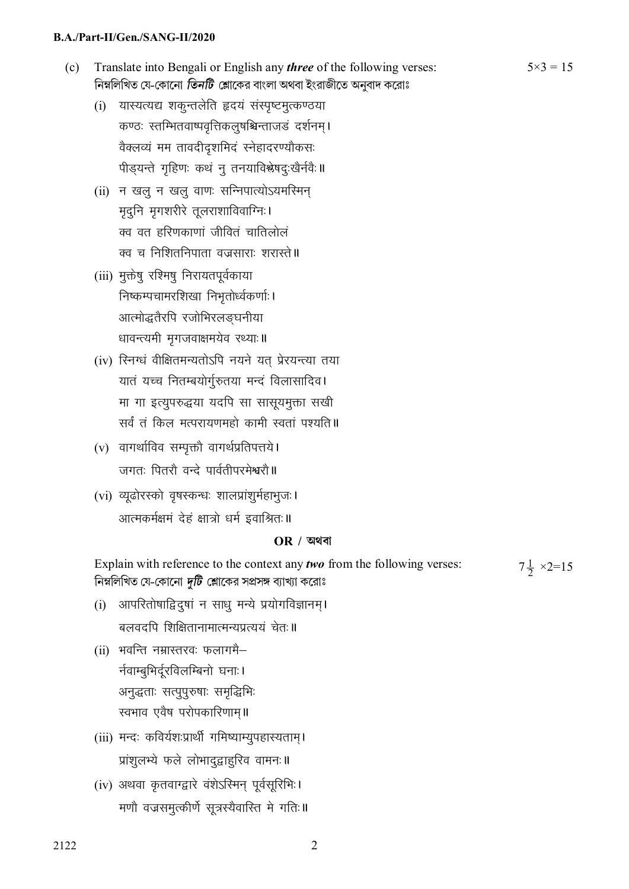(c) Translate into Bengali or English any ***three*** of the following verses: $5 \times 3 = 15$

নিম্নলিখিত যে-কোনো ***তিনটি*** শ্লোকের বাংলা অথবা ইংরাজীতে অনুবাদ করোঃ

(i) यास्यत्यद्य शकुन्तलेति हृदयं संस्पृष्टमुत्कण्ठया
कण्ठः स्तम्भितवाष्पवृत्तिकलुषश्चिन्ताजडं दर्शनम्।
वैक्लव्यं मम तावदीदृशमिदं स्नेहादरण्यौकसः
पीड्यन्ते गृहिणः कथं नु तनयाविश्लेषदुःखैर्नवैः॥

(ii) न खलु न खलु वाणः सन्निपात्योऽयमस्मिन्
मृदुनि मृगशरीरे तूलराशाविवाग्निः।
क्व वत हरिणकाणां जीवितं चातिलोलं
क्व च निशितनिपाता वज्रसाराः शरास्ते॥

(iii) मुक्तेषु रश्मिषु निरायतपूर्वकाया
निष्कम्पचामरशिखा निभृतोर्ध्वकर्णाः।
आत्मोद्धतैरपि रजोभिरलङ्घनीया
धावन्त्यमी मृगजवाक्षमयेव रथ्याः॥

(iv) स्निग्धं वीक्षितमन्यतोऽपि नयने यत् प्रेरयन्त्या तया
यातं यच्च नितम्बयोर्गुरुतया मन्दं विलासादिव।
मा गा इत्युपरुद्धया यदपि सा सासूयमुक्ता सखी
सर्वं तं किल मत्परायणमहो कामी स्वतां पश्यति॥

(v) वागर्थाविव सम्पृक्तौ वागर्थप्रतिपत्तये।
जगतः पितरौ वन्दे पार्वतीपरमेश्वरौ॥

(vi) व्यूढोरस्को वृषस्कन्धः शालप्रांशुर्महाभुजः।
आत्मकर्मक्षमं देहं क्षात्रो धर्म इवाश्रितः॥

**OR / অথবা**

Explain with reference to the context any ***two*** from the following verses: $7\frac{1}{2} \times 2 = 15$

নিম্নলিখিত যে-কোনো ***দুটি*** শ্লোকের সপ্রসঙ্গ ব্যাখ্যা করোঃ

(i) आपरितोषाद्विदुषां न साधु मन्ये प्रयोगविज्ञानम्।
बलवदपि शिक्षितानामात्मन्यप्रत्ययं चेतः॥

(ii) भवन्ति नम्रास्तरवः फलागमै–
र्नवाम्बुभिर्दूरविलम्बिनो घनाः।
अनुद्धताः सत्पुपुरुषाः समृद्धिभिः
स्वभाव एवैष परोपकारिणाम्॥

(iii) मन्दः कविर्यशःप्रार्थी गमिष्याम्युपहास्यताम्।
प्रांशुलभ्ये फले लोभादुद्बाहुरिव वामनः॥

(iv) अथवा कृतवाग्द्वारे वंशेऽस्मिन् पूर्वसूरिभिः।
मणौ वज्रसमुत्कीर्णे सूत्रस्यैवास्ति मे गतिः॥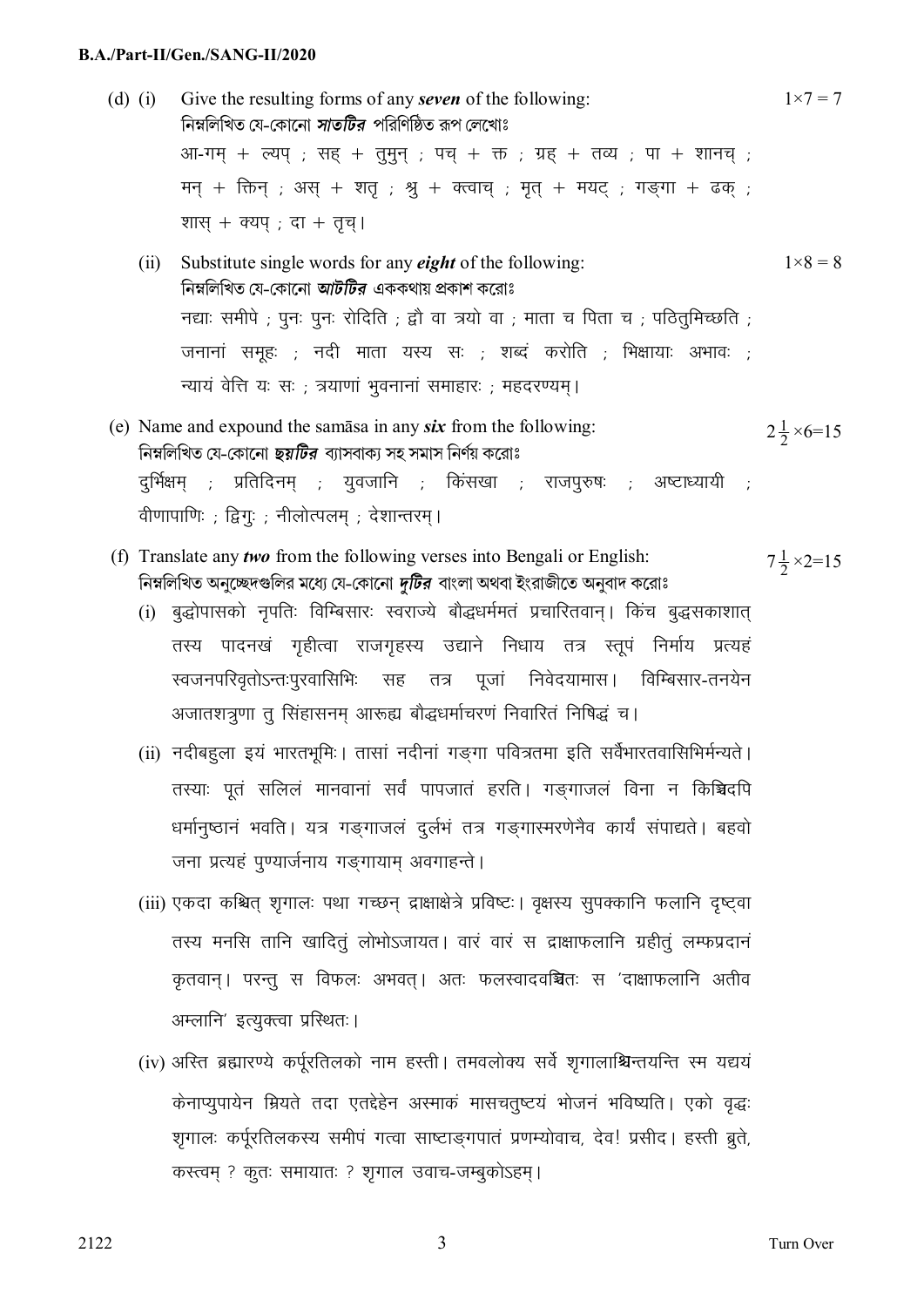(d) (i) Give the resulting forms of any ***seven*** of the following: $1\times7 = 7$

নিম্নলিখিত যে-কোনো ***সাতটির*** পরিনিষ্ঠিত রূপ লেখোঃ

आ-गम् + ल्यप् ; सह् + तुमुन् ; पच् + क्त ; ग्रह् + तव्य ; पा + शानच् ; मन् + क्तिन् ; अस् + शतृ ; श्रु + क्त्वाच् ; मृत् + मयट् ; गङ्गा + ढक् ; शास् + क्यप् ; दा + तृच्।

(ii) Substitute single words for any ***eight*** of the following: $1\times8 = 8$

নিম্নলিখিত যে-কোনো ***আটটির*** এককথায় প্রকাশ করোঃ

नद्याः समीपे ; पुनः पुनः रोदिति ; द्वौ वा त्रयो वा ; माता च पिता च ; पठितुमिच्छति ; जनानां समूहः ; नदी माता यस्य सः ; शब्दं करोति ; भिक्षायाः अभावः ; न्यायं वेत्ति यः सः ; त्रयाणां भुवनानां समाहारः ; महदरण्यम्।

(e) Name and expound the samāsa in any ***six*** from the following: $2\frac{1}{2}\times6=15$

নিম্নলিখিত যে-কোনো ***ছয়টির*** ব্যাসবাক্য সহ সমাস নির্ণয় করোঃ

दुर्भिक्षम् ; प्रतिदिनम् ; युवजानि ; किंसखा ; राजपुरुषः ; अष्टाध्यायी ; वीणापाणिः ; द्विगुः ; नीलोत्पलम् ; देशान्तरम्।

(f) Translate any ***two*** from the following verses into Bengali or English: $7\frac{1}{2}\times2=15$

নিম্নলিখিত অনুচ্ছেদগুলির মধ্যে যে-কোনো ***দুটির*** বাংলা অথবা ইংরাজীতে অনুবাদ করোঃ

(i) बुद्धोपासको नृपतिः विम्बिसारः स्वराज्ये बौद्धधर्ममतं प्रचारितवान्। किंच बुद्धसकाशात् तस्य पादनखं गृहीत्वा राजगृहस्य उद्याने निधाय तत्र स्तूपं निर्माय प्रत्यहं स्वजनपरिवृतोऽन्तःपुरवासिभिः सह तत्र पूजां निवेदयामास। विम्बिसार-तनयेन अजातशत्रुणा तु सिंहासनम् आरूह्य बौद्धधर्माचरणं निवारितं निषिद्धं च।

(ii) नदीबहुला इयं भारतभूमिः। तासां नदीनां गङ्गा पवित्रतमा इति सर्वैभारतवासिभिर्मन्यते। तस्याः पूतं सलिलं मानवानां सर्वं पापजातं हरति। गङ्गाजलं विना न किञ्चिदपि धर्मानुष्ठानं भवति। यत्र गङ्गाजलं दुर्लभं तत्र गङ्गास्मरणेनैव कार्यं संपाद्यते। बहवो जना प्रत्यहं पुण्यार्जनाय गङ्गायाम् अवगाहन्ते।

(iii) एकदा कश्चित् शृगालः पथा गच्छन् द्राक्षाक्षेत्रे प्रविष्टः। वृक्षस्य सुपक्कानि फलानि दृष्ट्वा तस्य मनसि तानि खादितुं लोभोऽजायत। वारं वारं स द्राक्षाफलानि ग्रहीतुं लम्फप्रदानं कृतवान्। परन्तु स विफलः अभवत्। अतः फलस्वादवञ्चितः स 'दाक्षाफलानि अतीव अम्लानि' इत्युक्त्वा प्रस्थितः।

(iv) अस्ति ब्रह्मारण्ये कर्पूरतिलको नाम हस्ती। तमवलोक्य सर्वे शृगालाश्चिन्तयन्ति स्म यद्ययं केनाप्युपायेन म्रियते तदा एतद्देहेन अस्माकं मासचतुष्टयं भोजनं भविष्यति। एको वृद्धः शृगालः कर्पूरतिलकस्य समीपं गत्वा साष्टाङ्गपातं प्रणम्योवाच, देव! प्रसीद। हस्ती ब्रुते, कस्त्वम् ? कुतः समायातः ? शृगाल उवाच-जम्बुकोऽहम्।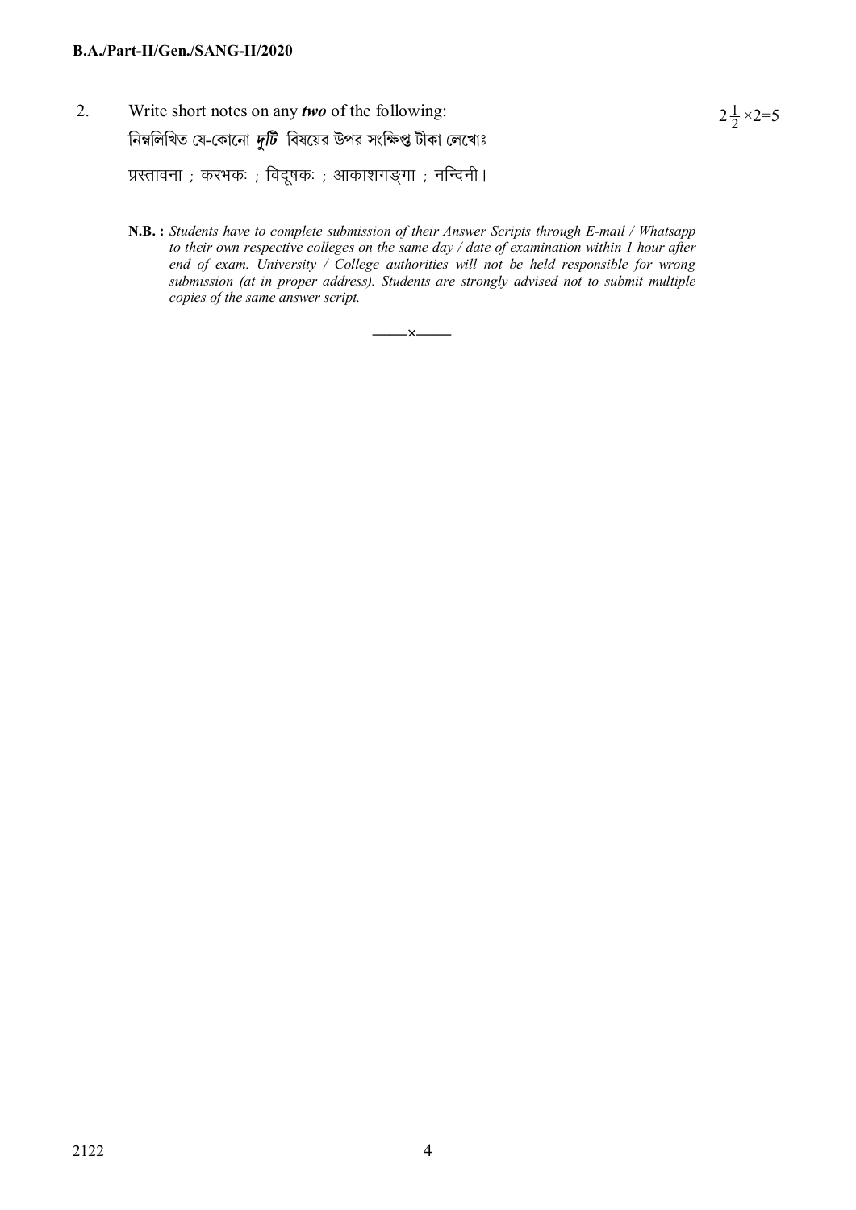2. Write short notes on any ***two*** of the following: $2\frac{1}{2}\times 2=5$

নিম্নলিখিত যে-কোনো ***দুটি*** বিষয়ের উপর সংক্ষিপ্ত টীকা লেখোঃ

प्रस्तावना ; करभकः ; विदूषकः ; आकाशगङ्गा ; नन्दिनी।

**N.B. :** *Students have to complete submission of their Answer Scripts through E-mail / Whatsapp to their own respective colleges on the same day / date of examination within 1 hour after end of exam. University / College authorities will not be held responsible for wrong submission (at in proper address). Students are strongly advised not to submit multiple copies of the same answer script.*

——×——